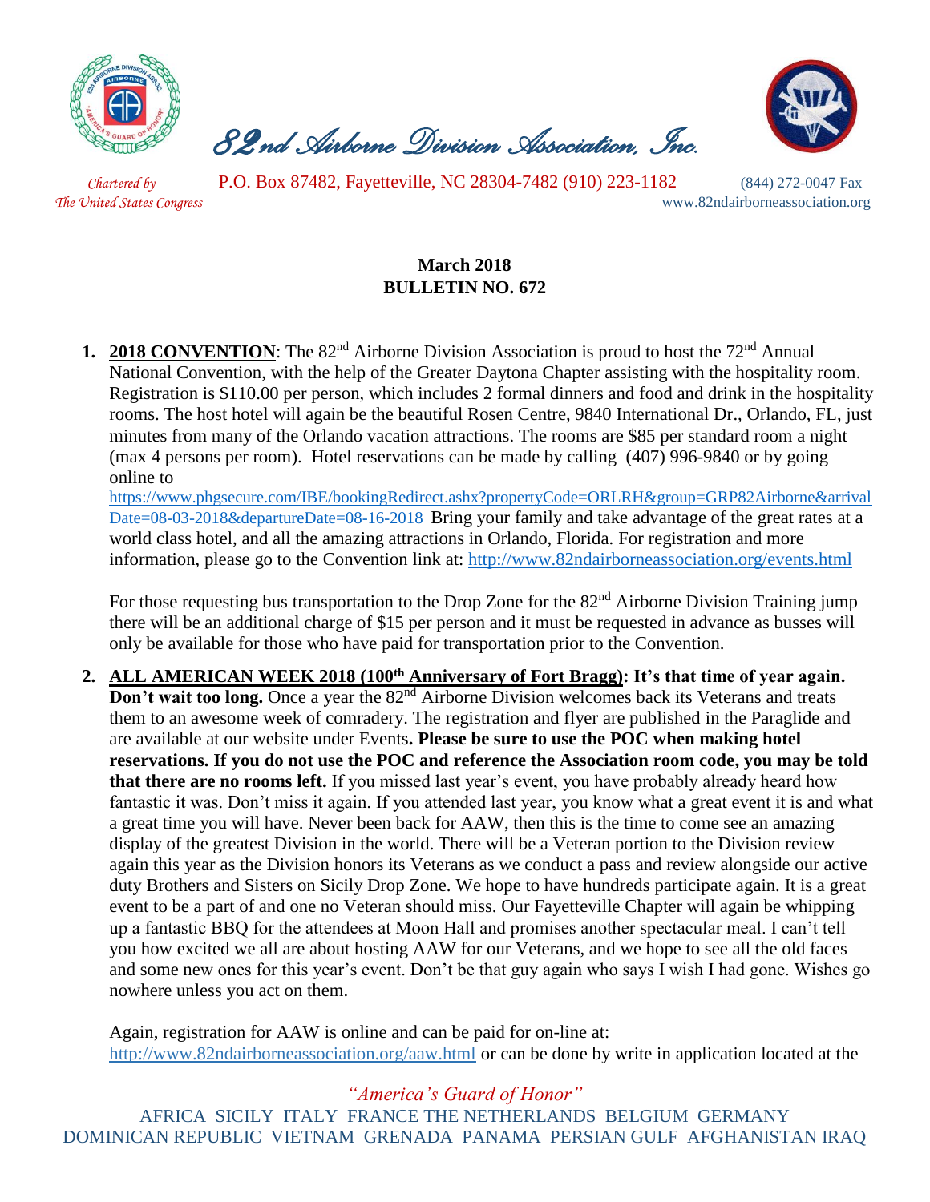# 82nd Airborne Division Association, Inc.

*Chartered by The United States Congress*

P.O. Box 87482, Fayetteville, NC 28304-7482 (910) 223-1182 (844) 272-0047 Fax

www.82ndairborneassociation.org

**March 2018**
**BULLETIN NO. 672**

1. **2018 CONVENTION**: The 82nd Airborne Division Association is proud to host the 72nd Annual National Convention, with the help of the Greater Daytona Chapter assisting with the hospitality room. Registration is $110.00 per person, which includes 2 formal dinners and food and drink in the hospitality rooms. The host hotel will again be the beautiful Rosen Centre, 9840 International Dr., Orlando, FL, just minutes from many of the Orlando vacation attractions. The rooms are $85 per standard room a night (max 4 persons per room). Hotel reservations can be made by calling (407) 996-9840 or by going online to https://www.phgsecure.com/IBE/bookingRedirect.ashx?propertyCode=ORLRH&group=GRP82Airborne&arrivalDate=08-03-2018&departureDate=08-16-2018 Bring your family and take advantage of the great rates at a world class hotel, and all the amazing attractions in Orlando, Florida. For registration and more information, please go to the Convention link at: http://www.82ndairborneassociation.org/events.html

   For those requesting bus transportation to the Drop Zone for the 82nd Airborne Division Training jump there will be an additional charge of $15 per person and it must be requested in advance as busses will only be available for those who have paid for transportation prior to the Convention.

2. **ALL AMERICAN WEEK 2018 (100th Anniversary of Fort Bragg): It's that time of year again. Don't wait too long.** Once a year the 82nd Airborne Division welcomes back its Veterans and treats them to an awesome week of comradery. The registration and flyer are published in the Paraglide and are available at our website under Events**. Please be sure to use the POC when making hotel reservations. If you do not use the POC and reference the Association room code, you may be told that there are no rooms left.** If you missed last year's event, you have probably already heard how fantastic it was. Don't miss it again. If you attended last year, you know what a great event it is and what a great time you will have. Never been back for AAW, then this is the time to come see an amazing display of the greatest Division in the world. There will be a Veteran portion to the Division review again this year as the Division honors its Veterans as we conduct a pass and review alongside our active duty Brothers and Sisters on Sicily Drop Zone. We hope to have hundreds participate again. It is a great event to be a part of and one no Veteran should miss. Our Fayetteville Chapter will again be whipping up a fantastic BBQ for the attendees at Moon Hall and promises another spectacular meal. I can't tell you how excited we all are about hosting AAW for our Veterans, and we hope to see all the old faces and some new ones for this year's event. Don't be that guy again who says I wish I had gone. Wishes go nowhere unless you act on them.

   Again, registration for AAW is online and can be paid for on-line at: http://www.82ndairborneassociation.org/aaw.html or can be done by write in application located at the

*"America's Guard of Honor"*

AFRICA SICILY ITALY FRANCE THE NETHERLANDS BELGIUM GERMANY DOMINICAN REPUBLIC VIETNAM GRENADA PANAMA PERSIAN GULF AFGHANISTAN IRAQ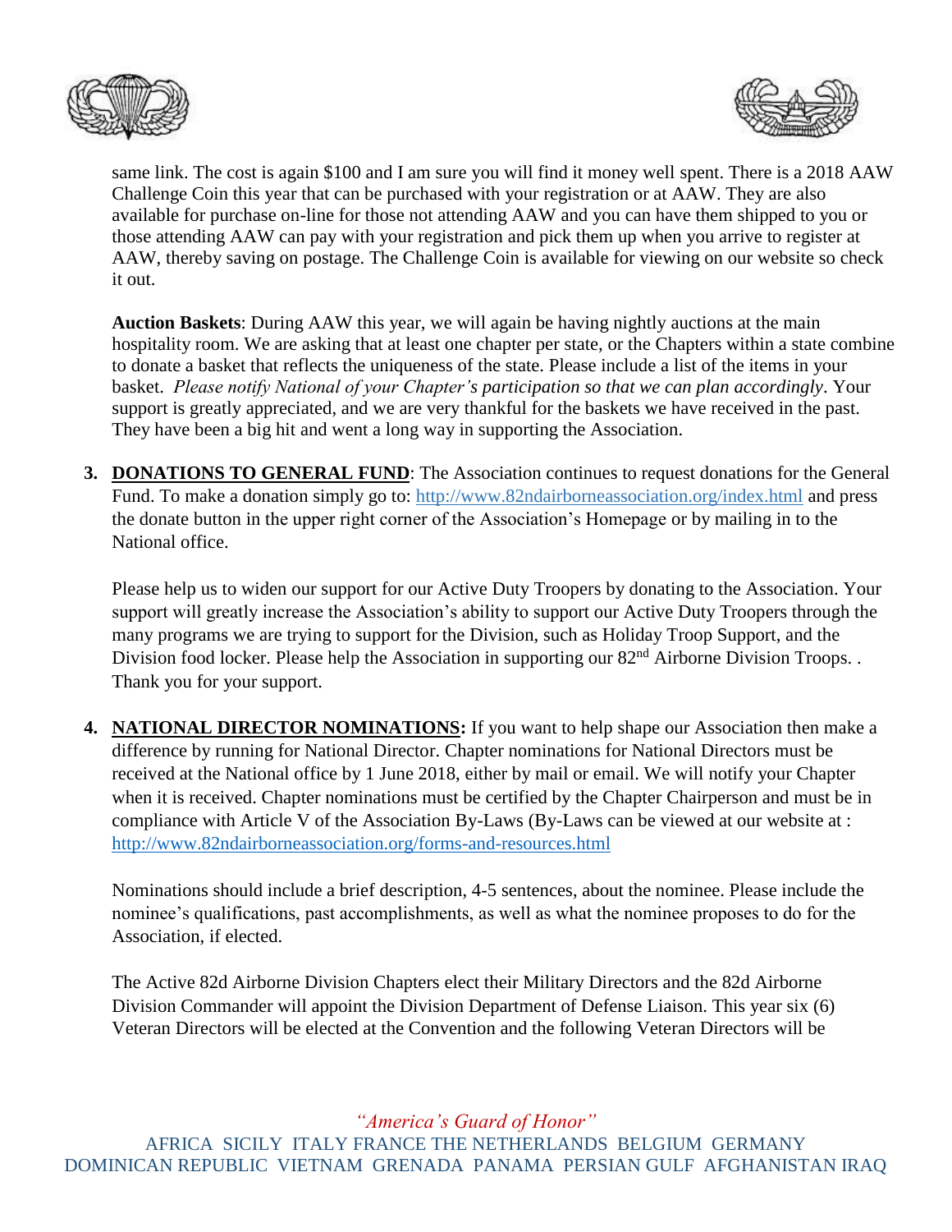same link. The cost is again $100 and I am sure you will find it money well spent. There is a 2018 AAW Challenge Coin this year that can be purchased with your registration or at AAW. They are also available for purchase on-line for those not attending AAW and you can have them shipped to you or those attending AAW can pay with your registration and pick them up when you arrive to register at AAW, thereby saving on postage. The Challenge Coin is available for viewing on our website so check it out.

**Auction Baskets**: During AAW this year, we will again be having nightly auctions at the main hospitality room. We are asking that at least one chapter per state, or the Chapters within a state combine to donate a basket that reflects the uniqueness of the state. Please include a list of the items in your basket. *Please notify National of your Chapter's participation so that we can plan accordingly*. Your support is greatly appreciated, and we are very thankful for the baskets we have received in the past. They have been a big hit and went a long way in supporting the Association.

3. **DONATIONS TO GENERAL FUND**: The Association continues to request donations for the General Fund. To make a donation simply go to: http://www.82ndairborneassociation.org/index.html and press the donate button in the upper right corner of the Association's Homepage or by mailing in to the National office.

   Please help us to widen our support for our Active Duty Troopers by donating to the Association. Your support will greatly increase the Association's ability to support our Active Duty Troopers through the many programs we are trying to support for the Division, such as Holiday Troop Support, and the Division food locker. Please help the Association in supporting our 82nd Airborne Division Troops. . Thank you for your support.

4. **NATIONAL DIRECTOR NOMINATIONS:** If you want to help shape our Association then make a difference by running for National Director. Chapter nominations for National Directors must be received at the National office by 1 June 2018, either by mail or email. We will notify your Chapter when it is received. Chapter nominations must be certified by the Chapter Chairperson and must be in compliance with Article V of the Association By-Laws (By-Laws can be viewed at our website at : http://www.82ndairborneassociation.org/forms-and-resources.html

   Nominations should include a brief description, 4-5 sentences, about the nominee. Please include the nominee's qualifications, past accomplishments, as well as what the nominee proposes to do for the Association, if elected.

   The Active 82d Airborne Division Chapters elect their Military Directors and the 82d Airborne Division Commander will appoint the Division Department of Defense Liaison. This year six (6) Veteran Directors will be elected at the Convention and the following Veteran Directors will be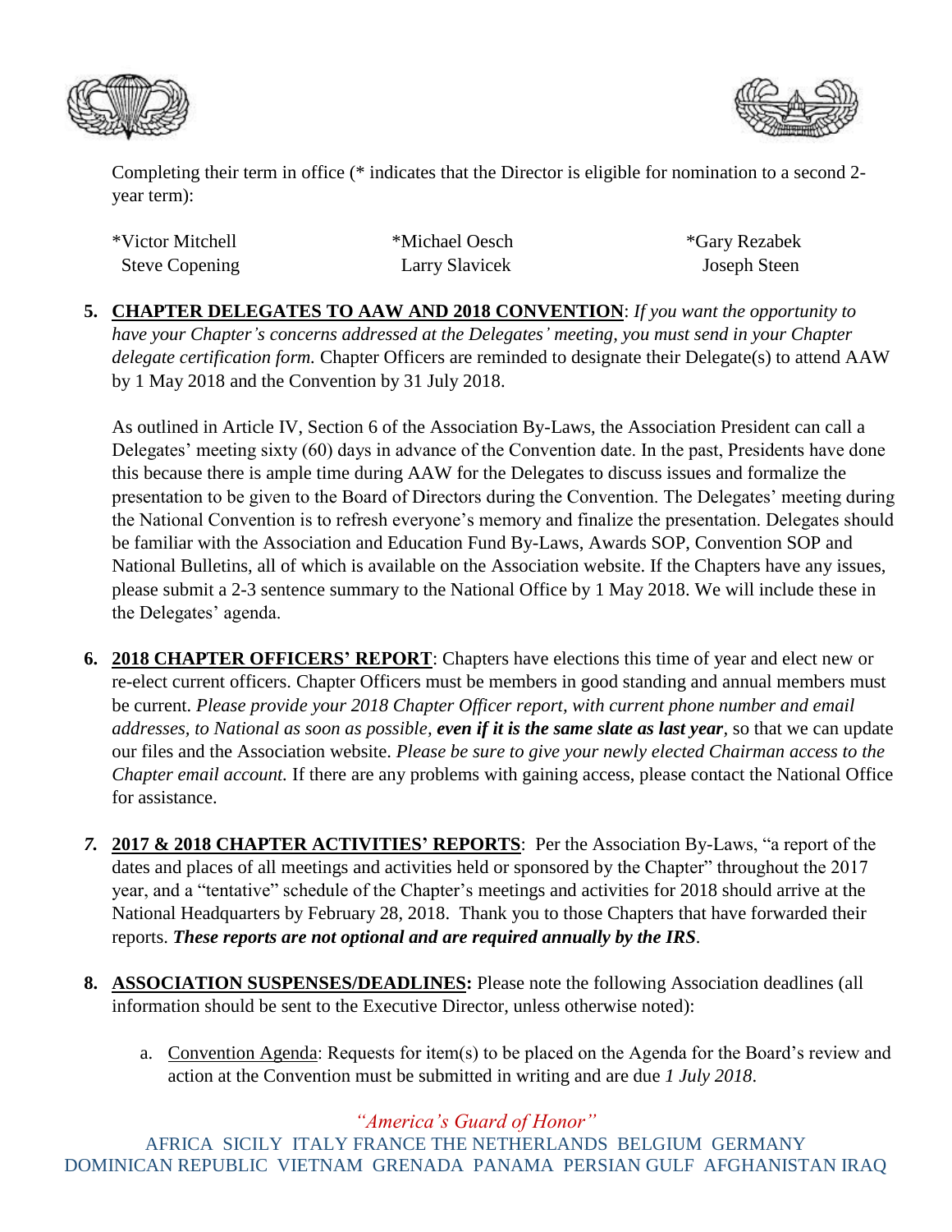Completing their term in office (* indicates that the Director is eligible for nomination to a second 2-year term):

| | | |
|---|---|---|
| *Victor Mitchell | *Michael Oesch | *Gary Rezabek |
| Steve Copening | Larry Slavicek | Joseph Steen |

5. **CHAPTER DELEGATES TO AAW AND 2018 CONVENTION**: *If you want the opportunity to have your Chapter's concerns addressed at the Delegates' meeting, you must send in your Chapter delegate certification form.* Chapter Officers are reminded to designate their Delegate(s) to attend AAW by 1 May 2018 and the Convention by 31 July 2018.

   As outlined in Article IV, Section 6 of the Association By-Laws, the Association President can call a Delegates' meeting sixty (60) days in advance of the Convention date. In the past, Presidents have done this because there is ample time during AAW for the Delegates to discuss issues and formalize the presentation to be given to the Board of Directors during the Convention. The Delegates' meeting during the National Convention is to refresh everyone's memory and finalize the presentation. Delegates should be familiar with the Association and Education Fund By-Laws, Awards SOP, Convention SOP and National Bulletins, all of which is available on the Association website. If the Chapters have any issues, please submit a 2-3 sentence summary to the National Office by 1 May 2018. We will include these in the Delegates' agenda.

6. **2018 CHAPTER OFFICERS' REPORT**: Chapters have elections this time of year and elect new or re-elect current officers. Chapter Officers must be members in good standing and annual members must be current. *Please provide your 2018 Chapter Officer report, with current phone number and email addresses, to National as soon as possible, **even if it is the same slate as last year***, so that we can update our files and the Association website. *Please be sure to give your newly elected Chairman access to the Chapter email account.* If there are any problems with gaining access, please contact the National Office for assistance.

7. **2017 & 2018 CHAPTER ACTIVITIES' REPORTS**: Per the Association By-Laws, "a report of the dates and places of all meetings and activities held or sponsored by the Chapter" throughout the 2017 year, and a "tentative" schedule of the Chapter's meetings and activities for 2018 should arrive at the National Headquarters by February 28, 2018. Thank you to those Chapters that have forwarded their reports. ***These reports are not optional and are required annually by the IRS***.

8. **ASSOCIATION SUSPENSES/DEADLINES:** Please note the following Association deadlines (all information should be sent to the Executive Director, unless otherwise noted):

   a. Convention Agenda: Requests for item(s) to be placed on the Agenda for the Board's review and action at the Convention must be submitted in writing and are due *1 July 2018*.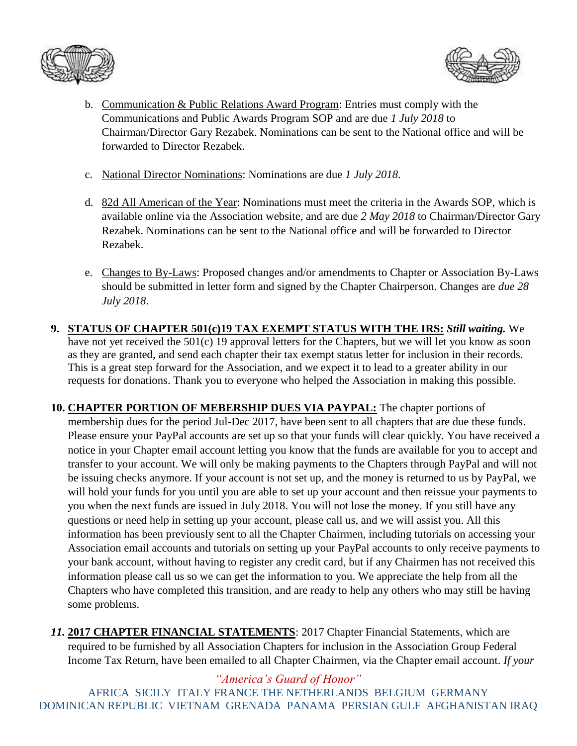b. <u>Communication & Public Relations Award Program</u>: Entries must comply with the Communications and Public Awards Program SOP and are due *1 July 2018* to Chairman/Director Gary Rezabek. Nominations can be sent to the National office and will be forwarded to Director Rezabek.

c. <u>National Director Nominations</u>: Nominations are due *1 July 2018.*

d. <u>82d All American of the Year</u>: Nominations must meet the criteria in the Awards SOP, which is available online via the Association website, and are due *2 May 2018* to Chairman/Director Gary Rezabek. Nominations can be sent to the National office and will be forwarded to Director Rezabek.

e. <u>Changes to By-Laws</u>: Proposed changes and/or amendments to Chapter or Association By-Laws should be submitted in letter form and signed by the Chapter Chairperson. Changes are *due 28 July 2018.*

**9. <u>STATUS OF CHAPTER 501(c)19 TAX EXEMPT STATUS WITH THE IRS:</u>** ***Still waiting.*** We have not yet received the 501(c) 19 approval letters for the Chapters, but we will let you know as soon as they are granted, and send each chapter their tax exempt status letter for inclusion in their records. This is a great step forward for the Association, and we expect it to lead to a greater ability in our requests for donations. Thank you to everyone who helped the Association in making this possible.

**10. <u>CHAPTER PORTION OF MEBERSHIP DUES VIA PAYPAL:</u>** The chapter portions of membership dues for the period Jul-Dec 2017, have been sent to all chapters that are due these funds. Please ensure your PayPal accounts are set up so that your funds will clear quickly. You have received a notice in your Chapter email account letting you know that the funds are available for you to accept and transfer to your account. We will only be making payments to the Chapters through PayPal and will not be issuing checks anymore. If your account is not set up, and the money is returned to us by PayPal, we will hold your funds for you until you are able to set up your account and then reissue your payments to you when the next funds are issued in July 2018. You will not lose the money. If you still have any questions or need help in setting up your account, please call us, and we will assist you. All this information has been previously sent to all the Chapter Chairmen, including tutorials on accessing your Association email accounts and tutorials on setting up your PayPal accounts to only receive payments to your bank account, without having to register any credit card, but if any Chairmen has not received this information please call us so we can get the information to you. We appreciate the help from all the Chapters who have completed this transition, and are ready to help any others who may still be having some problems.

***11.*** **<u>2017 CHAPTER FINANCIAL STATEMENTS</u>**: 2017 Chapter Financial Statements, which are required to be furnished by all Association Chapters for inclusion in the Association Group Federal Income Tax Return, have been emailed to all Chapter Chairmen, via the Chapter email account. *If your*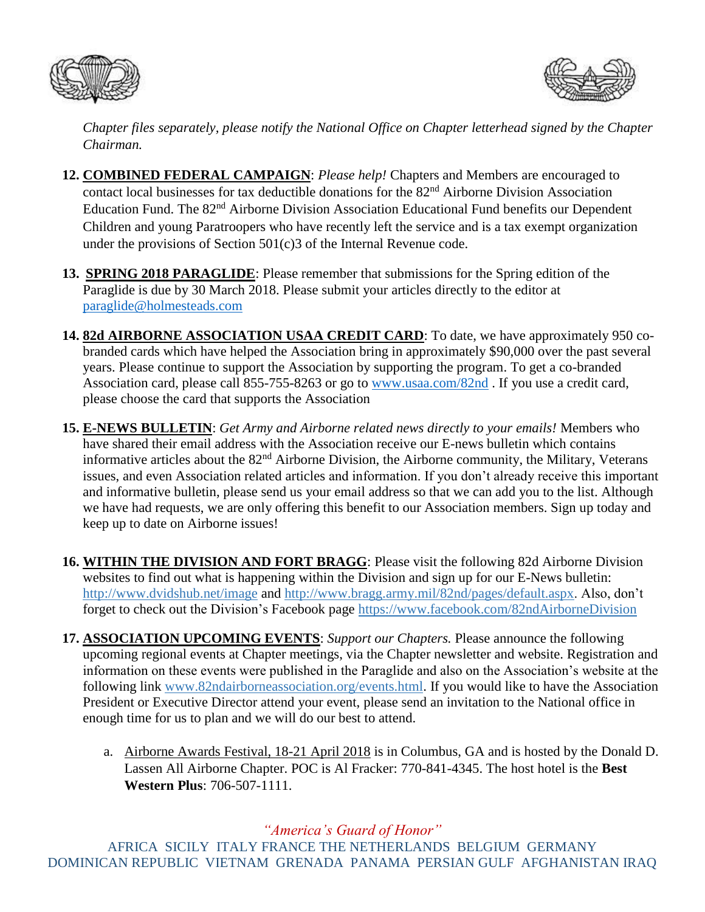*Chapter files separately, please notify the National Office on Chapter letterhead signed by the Chapter Chairman.*

12. **COMBINED FEDERAL CAMPAIGN**: *Please help!* Chapters and Members are encouraged to contact local businesses for tax deductible donations for the 82nd Airborne Division Association Education Fund. The 82nd Airborne Division Association Educational Fund benefits our Dependent Children and young Paratroopers who have recently left the service and is a tax exempt organization under the provisions of Section 501(c)3 of the Internal Revenue code.

13. **SPRING 2018 PARAGLIDE**: Please remember that submissions for the Spring edition of the Paraglide is due by 30 March 2018. Please submit your articles directly to the editor at paraglide@holmesteads.com

14. **82d AIRBORNE ASSOCIATION USAA CREDIT CARD**: To date, we have approximately 950 co-branded cards which have helped the Association bring in approximately $90,000 over the past several years. Please continue to support the Association by supporting the program. To get a co-branded Association card, please call 855-755-8263 or go to www.usaa.com/82nd . If you use a credit card, please choose the card that supports the Association

15. **E-NEWS BULLETIN**: *Get Army and Airborne related news directly to your emails!* Members who have shared their email address with the Association receive our E-news bulletin which contains informative articles about the 82nd Airborne Division, the Airborne community, the Military, Veterans issues, and even Association related articles and information. If you don't already receive this important and informative bulletin, please send us your email address so that we can add you to the list. Although we have had requests, we are only offering this benefit to our Association members. Sign up today and keep up to date on Airborne issues!

16. **WITHIN THE DIVISION AND FORT BRAGG**: Please visit the following 82d Airborne Division websites to find out what is happening within the Division and sign up for our E-News bulletin: http://www.dvidshub.net/image and http://www.bragg.army.mil/82nd/pages/default.aspx. Also, don't forget to check out the Division's Facebook page https://www.facebook.com/82ndAirborneDivision

17. **ASSOCIATION UPCOMING EVENTS**: *Support our Chapters.* Please announce the following upcoming regional events at Chapter meetings, via the Chapter newsletter and website. Registration and information on these events were published in the Paraglide and also on the Association's website at the following link www.82ndairborneassociation.org/events.html. If you would like to have the Association President or Executive Director attend your event, please send an invitation to the National office in enough time for us to plan and we will do our best to attend.

    a. Airborne Awards Festival, 18-21 April 2018 is in Columbus, GA and is hosted by the Donald D. Lassen All Airborne Chapter. POC is Al Fracker: 770-841-4345. The host hotel is the **Best Western Plus**: 706-507-1111.

*"America's Guard of Honor"*

AFRICA SICILY ITALY FRANCE THE NETHERLANDS BELGIUM GERMANY DOMINICAN REPUBLIC VIETNAM GRENADA PANAMA PERSIAN GULF AFGHANISTAN IRAQ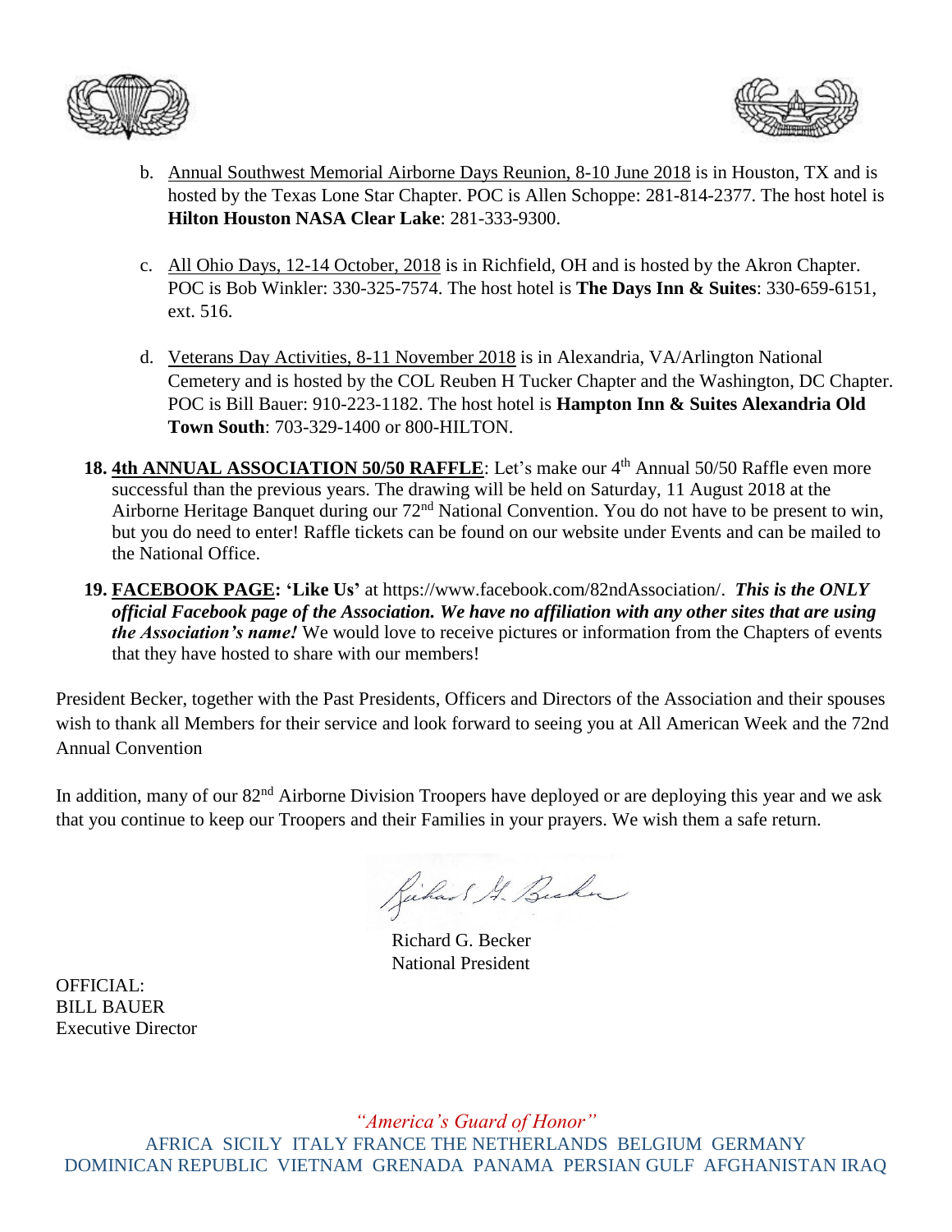b. Annual Southwest Memorial Airborne Days Reunion, 8-10 June 2018 is in Houston, TX and is hosted by the Texas Lone Star Chapter. POC is Allen Schoppe: 281-814-2377. The host hotel is **Hilton Houston NASA Clear Lake**: 281-333-9300.

c. All Ohio Days, 12-14 October, 2018 is in Richfield, OH and is hosted by the Akron Chapter. POC is Bob Winkler: 330-325-7574. The host hotel is **The Days Inn & Suites**: 330-659-6151, ext. 516.

d. Veterans Day Activities, 8-11 November 2018 is in Alexandria, VA/Arlington National Cemetery and is hosted by the COL Reuben H Tucker Chapter and the Washington, DC Chapter. POC is Bill Bauer: 910-223-1182. The host hotel is **Hampton Inn & Suites Alexandria Old Town South**: 703-329-1400 or 800-HILTON.

**18. 4th ANNUAL ASSOCIATION 50/50 RAFFLE**: Let's make our 4th Annual 50/50 Raffle even more successful than the previous years. The drawing will be held on Saturday, 11 August 2018 at the Airborne Heritage Banquet during our 72nd National Convention. You do not have to be present to win, but you do need to enter! Raffle tickets can be found on our website under Events and can be mailed to the National Office.

**19. FACEBOOK PAGE: 'Like Us'** at https://www.facebook.com/82ndAssociation/. ***This is the ONLY official Facebook page of the Association. We have no affiliation with any other sites that are using the Association's name!*** We would love to receive pictures or information from the Chapters of events that they have hosted to share with our members!

President Becker, together with the Past Presidents, Officers and Directors of the Association and their spouses wish to thank all Members for their service and look forward to seeing you at All American Week and the 72nd Annual Convention

In addition, many of our 82nd Airborne Division Troopers have deployed or are deploying this year and we ask that you continue to keep our Troopers and their Families in your prayers. We wish them a safe return.

Richard G. Becker
National President

OFFICIAL:
BILL BAUER
Executive Director

*"America's Guard of Honor"*

AFRICA SICILY ITALY FRANCE THE NETHERLANDS BELGIUM GERMANY DOMINICAN REPUBLIC VIETNAM GRENADA PANAMA PERSIAN GULF AFGHANISTAN IRAQ